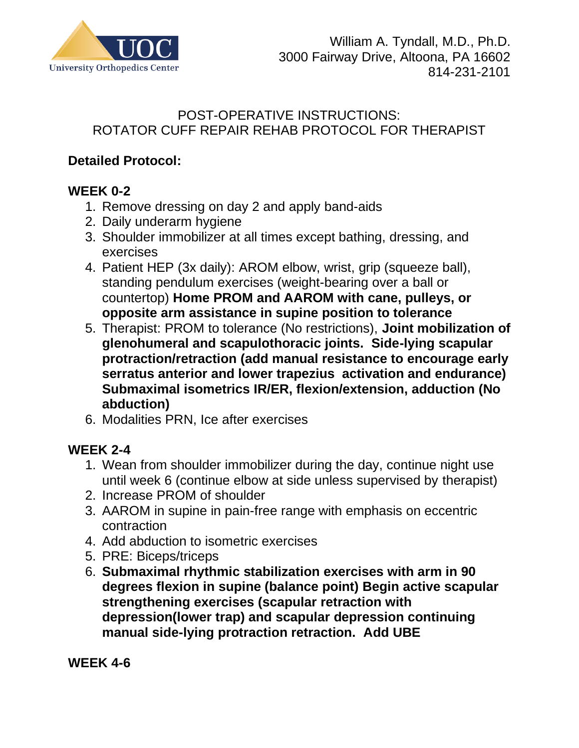University Orthopedics Center

William A. Tyndall, M.D., Ph.D.
3000 Fairway Drive, Altoona, PA 16602
814-231-2101

# POST-OPERATIVE INSTRUCTIONS:
# ROTATOR CUFF REPAIR REHAB PROTOCOL FOR THERAPIST

## Detailed Protocol:

### WEEK 0-2

1. Remove dressing on day 2 and apply band-aids
2. Daily underarm hygiene
3. Shoulder immobilizer at all times except bathing, dressing, and exercises
4. Patient HEP (3x daily): AROM elbow, wrist, grip (squeeze ball), standing pendulum exercises (weight-bearing over a ball or countertop) **Home PROM and AAROM with cane, pulleys, or opposite arm assistance in supine position to tolerance**
5. Therapist: PROM to tolerance (No restrictions), **Joint mobilization of glenohumeral and scapulothoracic joints. Side-lying scapular protraction/retraction (add manual resistance to encourage early serratus anterior and lower trapezius activation and endurance) Submaximal isometrics IR/ER, flexion/extension, adduction (No abduction)**
6. Modalities PRN, Ice after exercises

### WEEK 2-4

1. Wean from shoulder immobilizer during the day, continue night use until week 6 (continue elbow at side unless supervised by therapist)
2. Increase PROM of shoulder
3. AAROM in supine in pain-free range with emphasis on eccentric contraction
4. Add abduction to isometric exercises
5. PRE: Biceps/triceps
6. **Submaximal rhythmic stabilization exercises with arm in 90 degrees flexion in supine (balance point) Begin active scapular strengthening exercises (scapular retraction with depression(lower trap) and scapular depression continuing manual side-lying protraction retraction. Add UBE**

### WEEK 4-6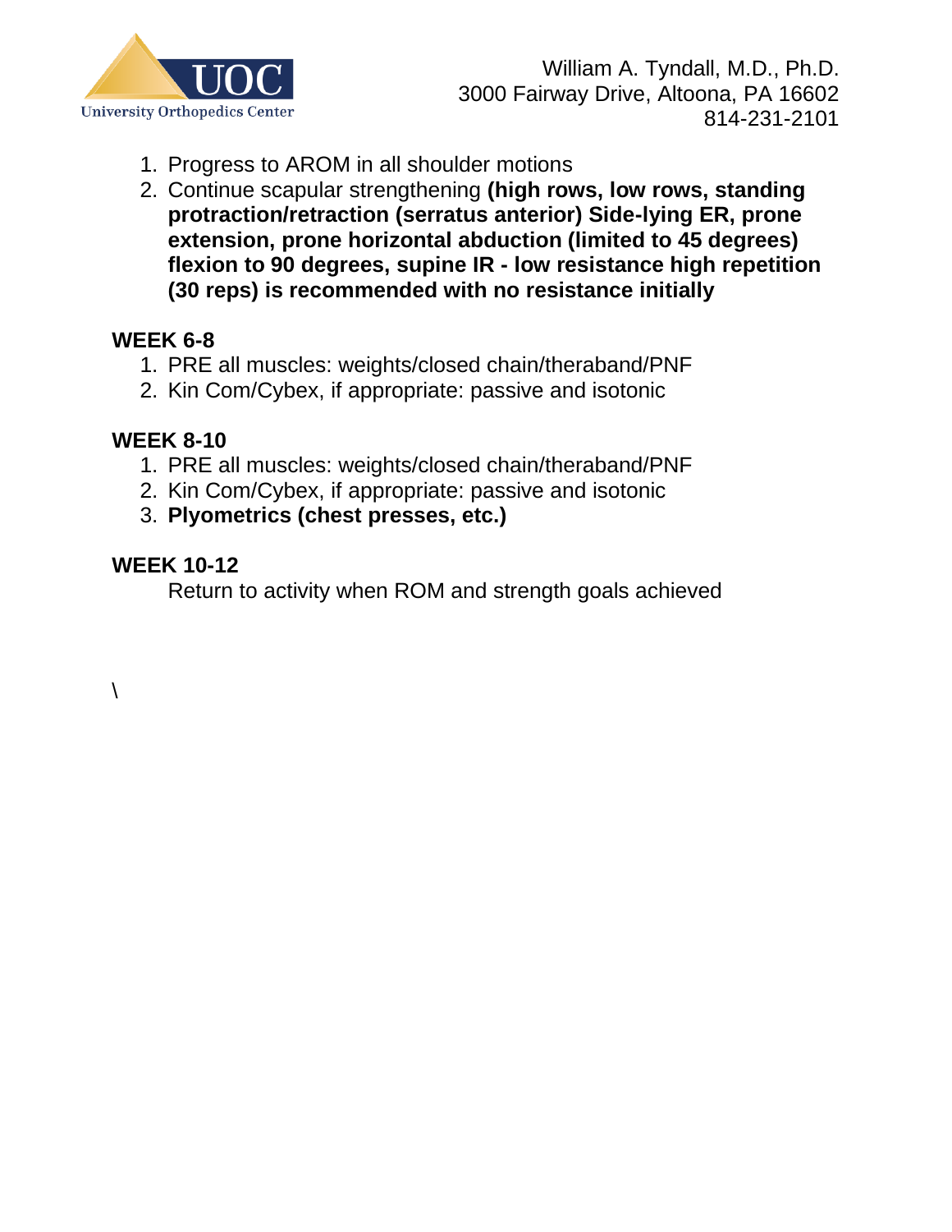1. Progress to AROM in all shoulder motions
2. Continue scapular strengthening **(high rows, low rows, standing protraction/retraction (serratus anterior) Side-lying ER, prone extension, prone horizontal abduction (limited to 45 degrees) flexion to 90 degrees, supine IR - low resistance high repetition (30 reps) is recommended with no resistance initially**

**WEEK 6-8**

1. PRE all muscles: weights/closed chain/theraband/PNF
2. Kin Com/Cybex, if appropriate: passive and isotonic

**WEEK 8-10**

1. PRE all muscles: weights/closed chain/theraband/PNF
2. Kin Com/Cybex, if appropriate: passive and isotonic
3. **Plyometrics (chest presses, etc.)**

**WEEK 10-12**

Return to activity when ROM and strength goals achieved

\